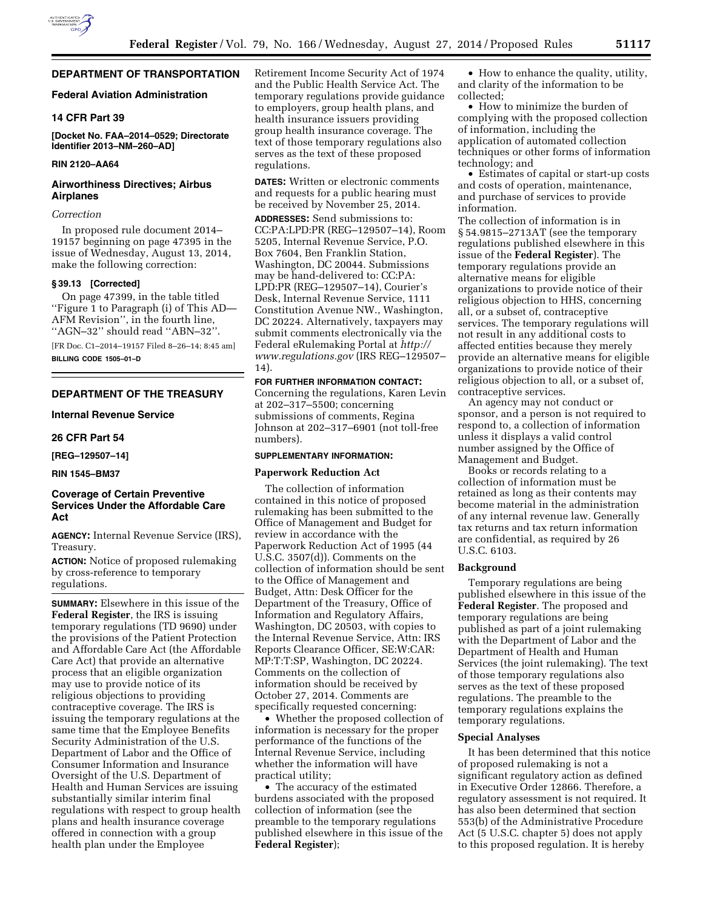## DEPARTMENT OF TRANSPORTATION

### Federal Aviation Administration

### 14 CFR Part 39

**[Docket No. FAA–2014–0529; Directorate Identifier 2013–NM–260–AD]**

**RIN 2120–AA64**

### Airworthiness Directives; Airbus Airplanes

*Correction*

In proposed rule document 2014–19157 beginning on page 47395 in the issue of Wednesday, August 13, 2014, make the following correction:

**§ 39.13 [Corrected]**

On page 47399, in the table titled ''Figure 1 to Paragraph (i) of This AD—AFM Revision'', in the fourth line, ''AGN–32'' should read ''ABN–32''.

[FR Doc. C1–2014–19157 Filed 8–26–14; 8:45 am]

**BILLING CODE 1505–01–D**

---

## DEPARTMENT OF THE TREASURY

### Internal Revenue Service

### 26 CFR Part 54

**[REG–129507–14]**

**RIN 1545–BM37**

### Coverage of Certain Preventive Services Under the Affordable Care Act

**AGENCY:** Internal Revenue Service (IRS), Treasury.

**ACTION:** Notice of proposed rulemaking by cross-reference to temporary regulations.

**SUMMARY:** Elsewhere in this issue of the **Federal Register**, the IRS is issuing temporary regulations (TD 9690) under the provisions of the Patient Protection and Affordable Care Act (the Affordable Care Act) that provide an alternative process that an eligible organization may use to provide notice of its religious objections to providing contraceptive coverage. The IRS is issuing the temporary regulations at the same time that the Employee Benefits Security Administration of the U.S. Department of Labor and the Office of Consumer Information and Insurance Oversight of the U.S. Department of Health and Human Services are issuing substantially similar interim final regulations with respect to group health plans and health insurance coverage offered in connection with a group health plan under the Employee Retirement Income Security Act of 1974 and the Public Health Service Act. The temporary regulations provide guidance to employers, group health plans, and health insurance issuers providing group health insurance coverage. The text of those temporary regulations also serves as the text of these proposed regulations.

**DATES:** Written or electronic comments and requests for a public hearing must be received by November 25, 2014.

**ADDRESSES:** Send submissions to: CC:PA:LPD:PR (REG–129507–14), Room 5205, Internal Revenue Service, P.O. Box 7604, Ben Franklin Station, Washington, DC 20044. Submissions may be hand-delivered to: CC:PA:LPD:PR (REG–129507–14), Courier's Desk, Internal Revenue Service, 1111 Constitution Avenue NW., Washington, DC 20224. Alternatively, taxpayers may submit comments electronically via the Federal eRulemaking Portal at *http://www.regulations.gov* (IRS REG–129507–14).

**FOR FURTHER INFORMATION CONTACT:** Concerning the regulations, Karen Levin at 202–317–5500; concerning submissions of comments, Regina Johnson at 202–317–6901 (not toll-free numbers).

**SUPPLEMENTARY INFORMATION:**

**Paperwork Reduction Act**

The collection of information contained in this notice of proposed rulemaking has been submitted to the Office of Management and Budget for review in accordance with the Paperwork Reduction Act of 1995 (44 U.S.C. 3507(d)). Comments on the collection of information should be sent to the Office of Management and Budget, Attn: Desk Officer for the Department of the Treasury, Office of Information and Regulatory Affairs, Washington, DC 20503, with copies to the Internal Revenue Service, Attn: IRS Reports Clearance Officer, SE:W:CAR:MP:T:T:SP, Washington, DC 20224. Comments on the collection of information should be received by October 27, 2014. Comments are specifically requested concerning:

- Whether the proposed collection of information is necessary for the proper performance of the functions of the Internal Revenue Service, including whether the information will have practical utility;
- The accuracy of the estimated burdens associated with the proposed collection of information (see the preamble to the temporary regulations published elsewhere in this issue of the **Federal Register**);
- How to enhance the quality, utility, and clarity of the information to be collected;
- How to minimize the burden of complying with the proposed collection of information, including the application of automated collection techniques or other forms of information technology; and
- Estimates of capital or start-up costs and costs of operation, maintenance, and purchase of services to provide information.

The collection of information is in § 54.9815–2713AT (see the temporary regulations published elsewhere in this issue of the **Federal Register**). The temporary regulations provide an alternative means for eligible organizations to provide notice of their religious objection to HHS, concerning all, or a subset of, contraceptive services. The temporary regulations will not result in any additional costs to affected entities because they merely provide an alternative means for eligible organizations to provide notice of their religious objection to all, or a subset of, contraceptive services.

An agency may not conduct or sponsor, and a person is not required to respond to, a collection of information unless it displays a valid control number assigned by the Office of Management and Budget.

Books or records relating to a collection of information must be retained as long as their contents may become material in the administration of any internal revenue law. Generally tax returns and tax return information are confidential, as required by 26 U.S.C. 6103.

**Background**

Temporary regulations are being published elsewhere in this issue of the **Federal Register**. The proposed and temporary regulations are being published as part of a joint rulemaking with the Department of Labor and the Department of Health and Human Services (the joint rulemaking). The text of those temporary regulations also serves as the text of these proposed regulations. The preamble to the temporary regulations explains the temporary regulations.

**Special Analyses**

It has been determined that this notice of proposed rulemaking is not a significant regulatory action as defined in Executive Order 12866. Therefore, a regulatory assessment is not required. It has also been determined that section 553(b) of the Administrative Procedure Act (5 U.S.C. chapter 5) does not apply to this proposed regulation. It is hereby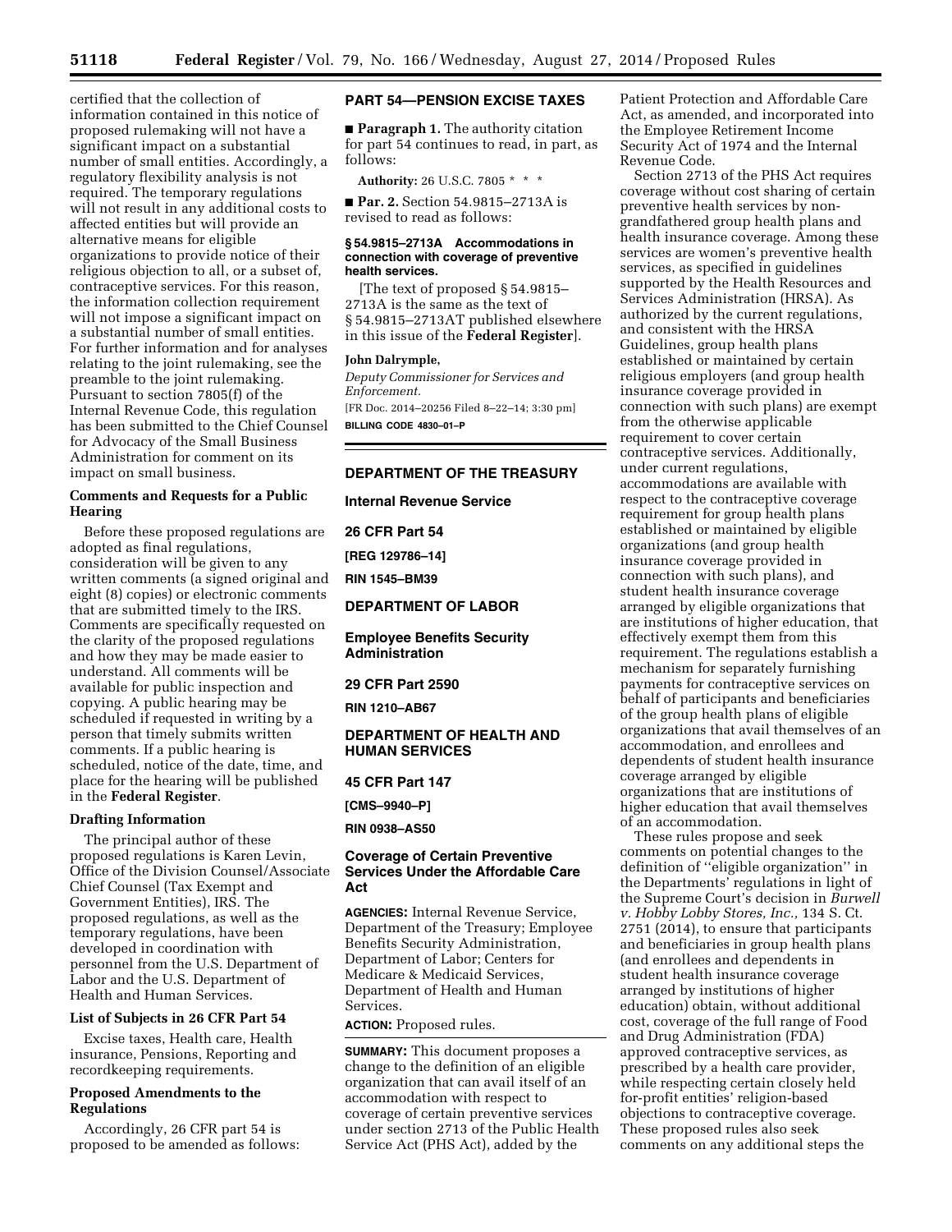certified that the collection of information contained in this notice of proposed rulemaking will not have a significant impact on a substantial number of small entities. Accordingly, a regulatory flexibility analysis is not required. The temporary regulations will not result in any additional costs to affected entities but will provide an alternative means for eligible organizations to provide notice of their religious objection to all, or a subset of, contraceptive services. For this reason, the information collection requirement will not impose a significant impact on a substantial number of small entities. For further information and for analyses relating to the joint rulemaking, see the preamble to the joint rulemaking. Pursuant to section 7805(f) of the Internal Revenue Code, this regulation has been submitted to the Chief Counsel for Advocacy of the Small Business Administration for comment on its impact on small business.

### Comments and Requests for a Public Hearing

Before these proposed regulations are adopted as final regulations, consideration will be given to any written comments (a signed original and eight (8) copies) or electronic comments that are submitted timely to the IRS. Comments are specifically requested on the clarity of the proposed regulations and how they may be made easier to understand. All comments will be available for public inspection and copying. A public hearing may be scheduled if requested in writing by a person that timely submits written comments. If a public hearing is scheduled, notice of the date, time, and place for the hearing will be published in the **Federal Register**.

### Drafting Information

The principal author of these proposed regulations is Karen Levin, Office of the Division Counsel/Associate Chief Counsel (Tax Exempt and Government Entities), IRS. The proposed regulations, as well as the temporary regulations, have been developed in coordination with personnel from the U.S. Department of Labor and the U.S. Department of Health and Human Services.

### List of Subjects in 26 CFR Part 54

Excise taxes, Health care, Health insurance, Pensions, Reporting and recordkeeping requirements.

### Proposed Amendments to the Regulations

Accordingly, 26 CFR part 54 is proposed to be amended as follows:

## PART 54—PENSION EXCISE TAXES

■ **Paragraph 1.** The authority citation for part 54 continues to read, in part, as follows:

**Authority:** 26 U.S.C. 7805 * * *

■ **Par. 2.** Section 54.9815–2713A is revised to read as follows:

#### § 54.9815–2713A Accommodations in connection with coverage of preventive health services.

[The text of proposed § 54.9815–2713A is the same as the text of § 54.9815–2713AT published elsewhere in this issue of the **Federal Register**].

**John Dalrymple,**

*Deputy Commissioner for Services and Enforcement.*

[FR Doc. 2014–20256 Filed 8–22–14; 3:30 pm]

**BILLING CODE 4830–01–P**

---

## DEPARTMENT OF THE TREASURY

### Internal Revenue Service

### 26 CFR Part 54

### [REG 129786–14]

### RIN 1545–BM39

## DEPARTMENT OF LABOR

### Employee Benefits Security Administration

### 29 CFR Part 2590

### RIN 1210–AB67

## DEPARTMENT OF HEALTH AND HUMAN SERVICES

### 45 CFR Part 147

### [CMS–9940–P]

### RIN 0938–AS50

## Coverage of Certain Preventive Services Under the Affordable Care Act

**AGENCIES:** Internal Revenue Service, Department of the Treasury; Employee Benefits Security Administration, Department of Labor; Centers for Medicare & Medicaid Services, Department of Health and Human Services.

**ACTION:** Proposed rules.

**SUMMARY:** This document proposes a change to the definition of an eligible organization that can avail itself of an accommodation with respect to coverage of certain preventive services under section 2713 of the Public Health Service Act (PHS Act), added by the Patient Protection and Affordable Care Act, as amended, and incorporated into the Employee Retirement Income Security Act of 1974 and the Internal Revenue Code.

Section 2713 of the PHS Act requires coverage without cost sharing of certain preventive health services by non-grandfathered group health plans and health insurance coverage. Among these services are women's preventive health services, as specified in guidelines supported by the Health Resources and Services Administration (HRSA). As authorized by the current regulations, and consistent with the HRSA Guidelines, group health plans established or maintained by certain religious employers (and group health insurance coverage provided in connection with such plans) are exempt from the otherwise applicable requirement to cover certain contraceptive services. Additionally, under current regulations, accommodations are available with respect to the contraceptive coverage requirement for group health plans established or maintained by eligible organizations (and group health insurance coverage provided in connection with such plans), and student health insurance coverage arranged by eligible organizations that are institutions of higher education, that effectively exempt them from this requirement. The regulations establish a mechanism for separately furnishing payments for contraceptive services on behalf of participants and beneficiaries of the group health plans of eligible organizations that avail themselves of an accommodation, and enrollees and dependents of student health insurance coverage arranged by eligible organizations that are institutions of higher education that avail themselves of an accommodation.

These rules propose and seek comments on potential changes to the definition of "eligible organization" in the Departments' regulations in light of the Supreme Court's decision in *Burwell v. Hobby Lobby Stores, Inc.,* 134 S. Ct. 2751 (2014), to ensure that participants and beneficiaries in group health plans (and enrollees and dependents in student health insurance coverage arranged by institutions of higher education) obtain, without additional cost, coverage of the full range of Food and Drug Administration (FDA) approved contraceptive services, as prescribed by a health care provider, while respecting certain closely held for-profit entities' religion-based objections to contraceptive coverage. These proposed rules also seek comments on any additional steps the